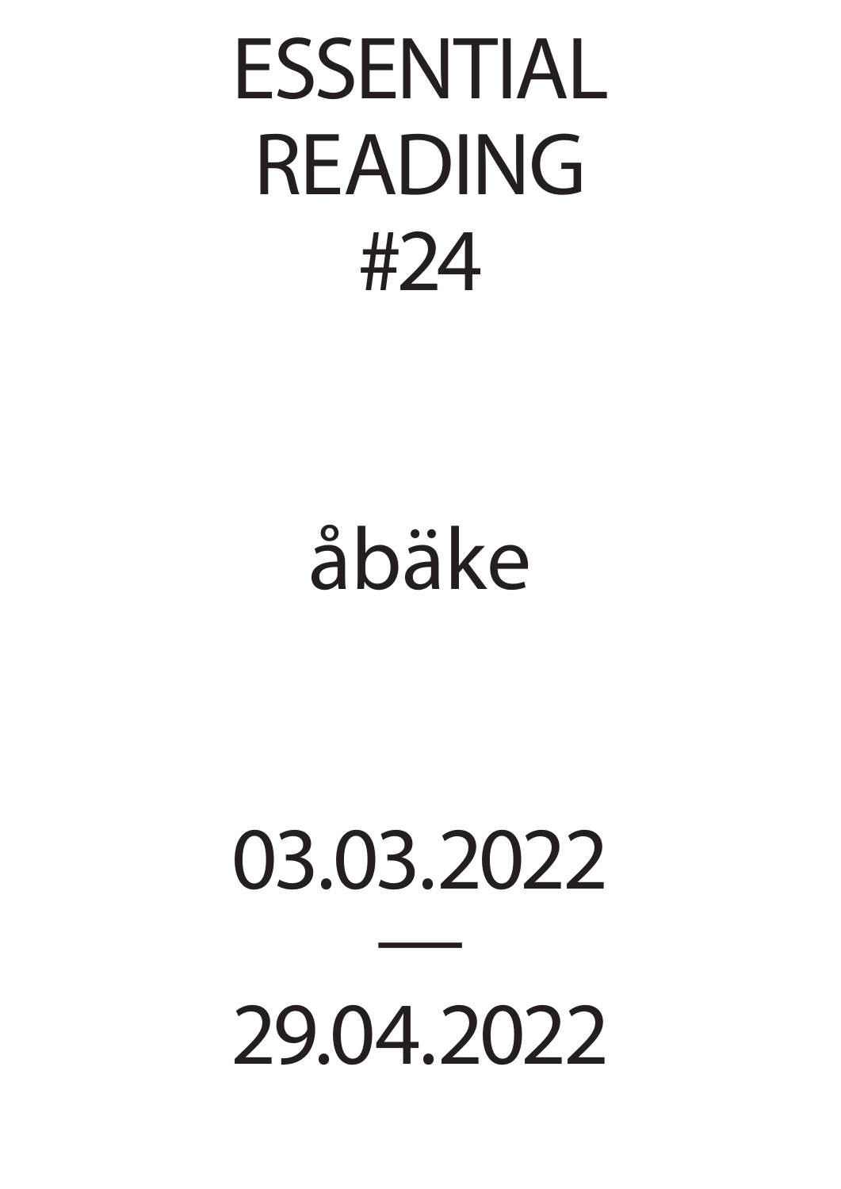# ESSENTIAL READING #24

åbäke

03.03.2022
—
29.04.2022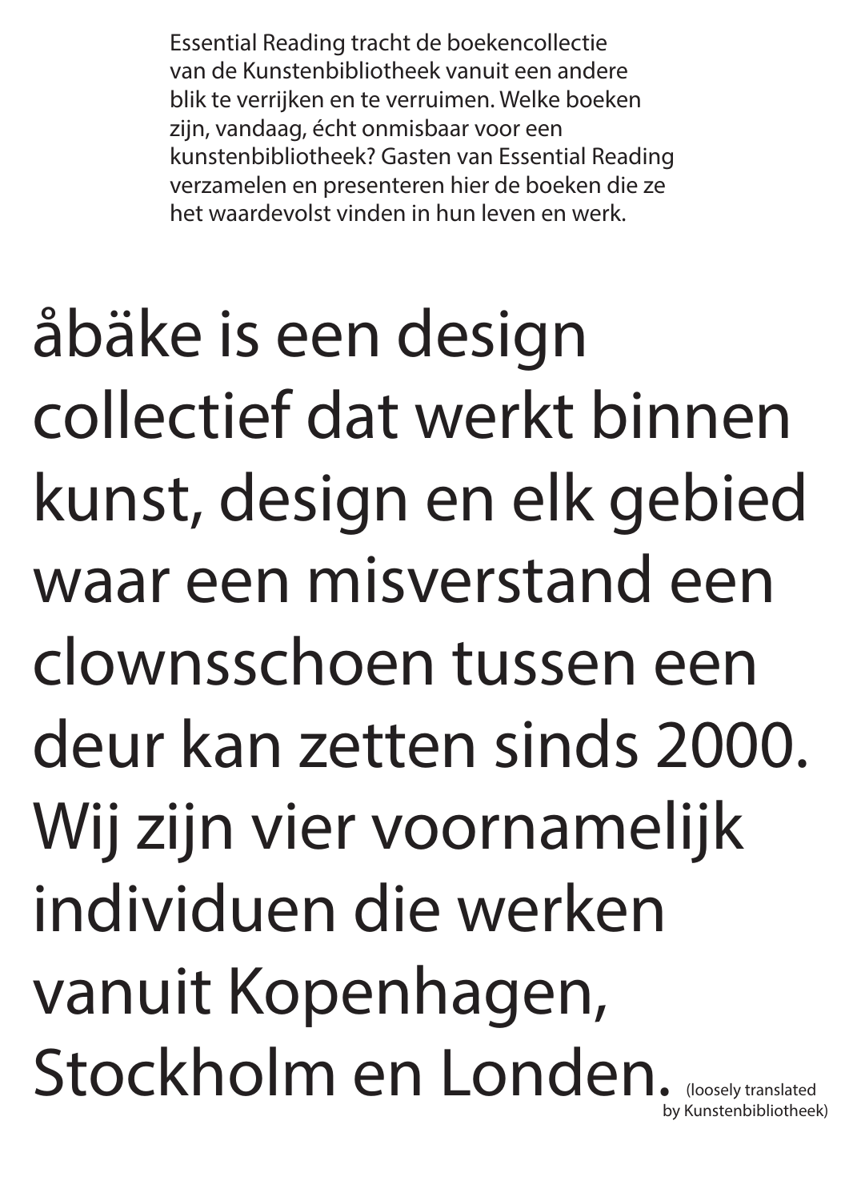Essential Reading tracht de boekencollectie van de Kunstenbibliotheek vanuit een andere blik te verrijken en te verruimen. Welke boeken zijn, vandaag, écht onmisbaar voor een kunstenbibliotheek? Gasten van Essential Reading verzamelen en presenteren hier de boeken die ze het waardevolst vinden in hun leven en werk.

# åbäke is een design collectief dat werkt binnen kunst, design en elk gebied waar een misverstand een clownsschoen tussen een deur kan zetten sinds 2000. Wij zijn vier voornamelijk individuen die werken vanuit Kopenhagen, Stockholm en Londen.

(loosely translated by Kunstenbibliotheek)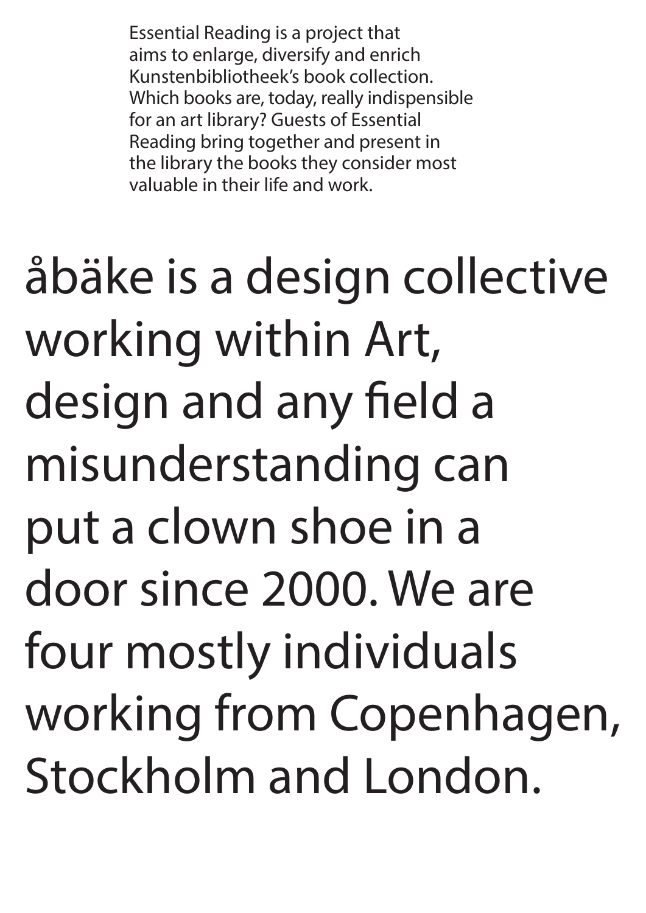Essential Reading is a project that aims to enlarge, diversify and enrich Kunstenbibliotheek's book collection. Which books are, today, really indispensible for an art library? Guests of Essential Reading bring together and present in the library the books they consider most valuable in their life and work.

åbäke is a design collective working within Art, design and any field a misunderstanding can put a clown shoe in a door since 2000. We are four mostly individuals working from Copenhagen, Stockholm and London.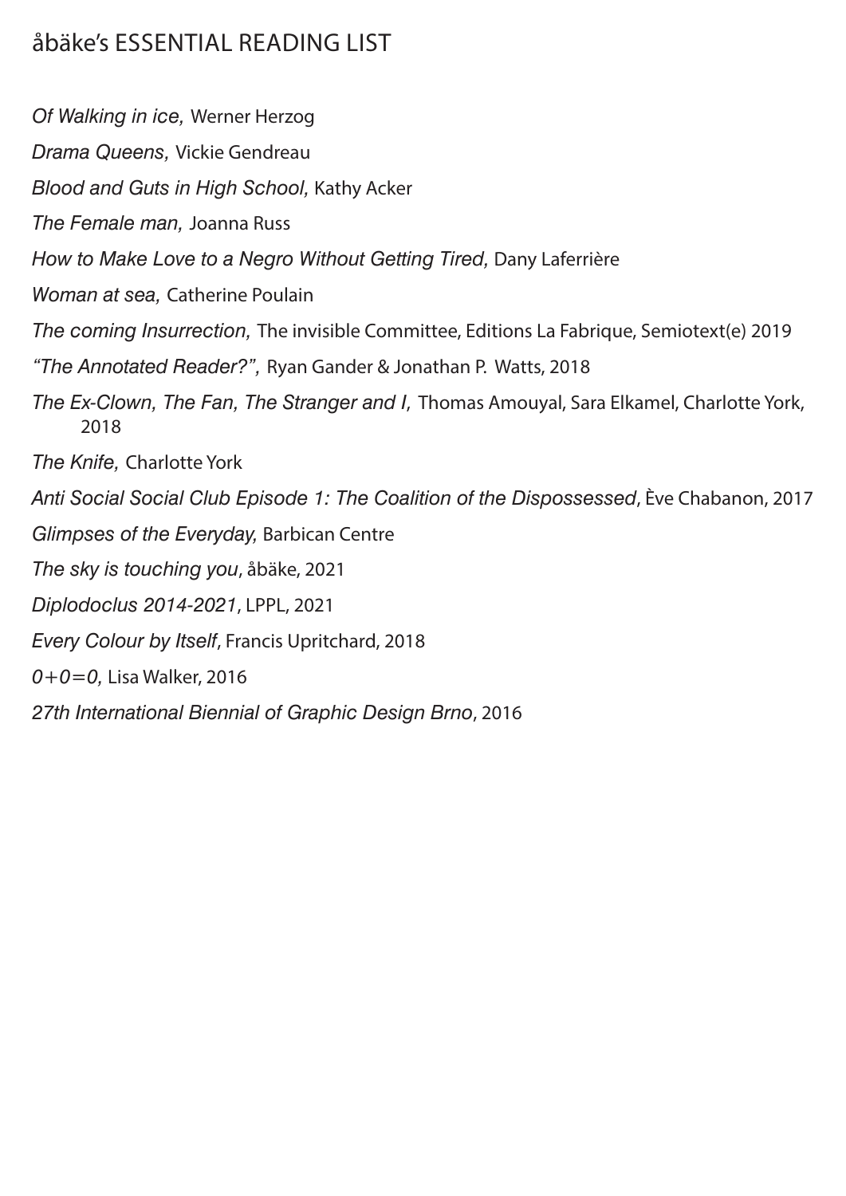# åbäke's ESSENTIAL READING LIST

*Of Walking in ice,* Werner Herzog

*Drama Queens,* Vickie Gendreau

*Blood and Guts in High School,* Kathy Acker

*The Female man,* Joanna Russ

*How to Make Love to a Negro Without Getting Tired,* Dany Laferrière

*Woman at sea,* Catherine Poulain

*The coming Insurrection,* The invisible Committee, Editions La Fabrique, Semiotext(e) 2019

*"The Annotated Reader?",* Ryan Gander & Jonathan P. Watts, 2018

*The Ex-Clown, The Fan, The Stranger and I,* Thomas Amouyal, Sara Elkamel, Charlotte York, 2018

*The Knife,* Charlotte York

*Anti Social Social Club Episode 1: The Coalition of the Dispossessed*, Ève Chabanon, 2017

*Glimpses of the Everyday,* Barbican Centre

*The sky is touching you*, åbäke, 2021

*Diplodoclus 2014-2021*, LPPL, 2021

*Every Colour by Itself*, Francis Upritchard, 2018

*0+0=0,* Lisa Walker, 2016

*27th International Biennial of Graphic Design Brno*, 2016